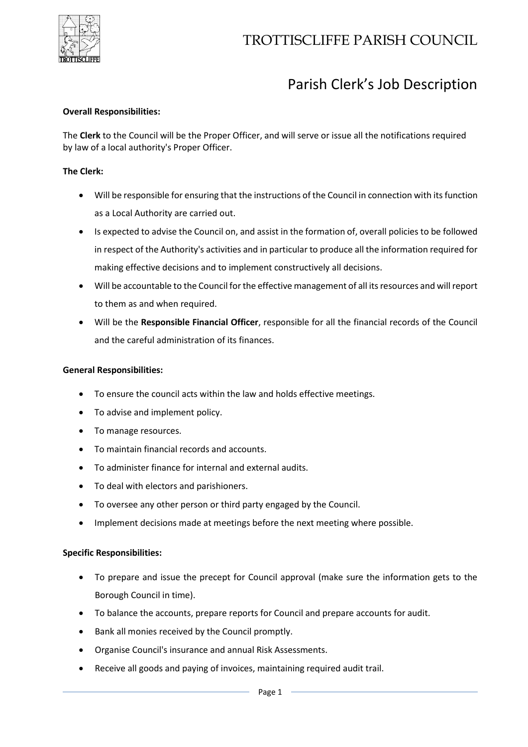# TROTTISCLIFFE PARISH COUNCIL

## Parish Clerk's Job Description

**Overall Responsibilities:**

The **Clerk** to the Council will be the Proper Officer, and will serve or issue all the notifications required by law of a local authority's Proper Officer.

**The Clerk:**

- Will be responsible for ensuring that the instructions of the Council in connection with its function as a Local Authority are carried out.
- Is expected to advise the Council on, and assist in the formation of, overall policies to be followed in respect of the Authority's activities and in particular to produce all the information required for making effective decisions and to implement constructively all decisions.
- Will be accountable to the Council for the effective management of all its resources and will report to them as and when required.
- Will be the **Responsible Financial Officer**, responsible for all the financial records of the Council and the careful administration of its finances.

**General Responsibilities:**

- To ensure the council acts within the law and holds effective meetings.
- To advise and implement policy.
- To manage resources.
- To maintain financial records and accounts.
- To administer finance for internal and external audits.
- To deal with electors and parishioners.
- To oversee any other person or third party engaged by the Council.
- Implement decisions made at meetings before the next meeting where possible.

**Specific Responsibilities:**

- To prepare and issue the precept for Council approval (make sure the information gets to the Borough Council in time).
- To balance the accounts, prepare reports for Council and prepare accounts for audit.
- Bank all monies received by the Council promptly.
- Organise Council's insurance and annual Risk Assessments.
- Receive all goods and paying of invoices, maintaining required audit trail.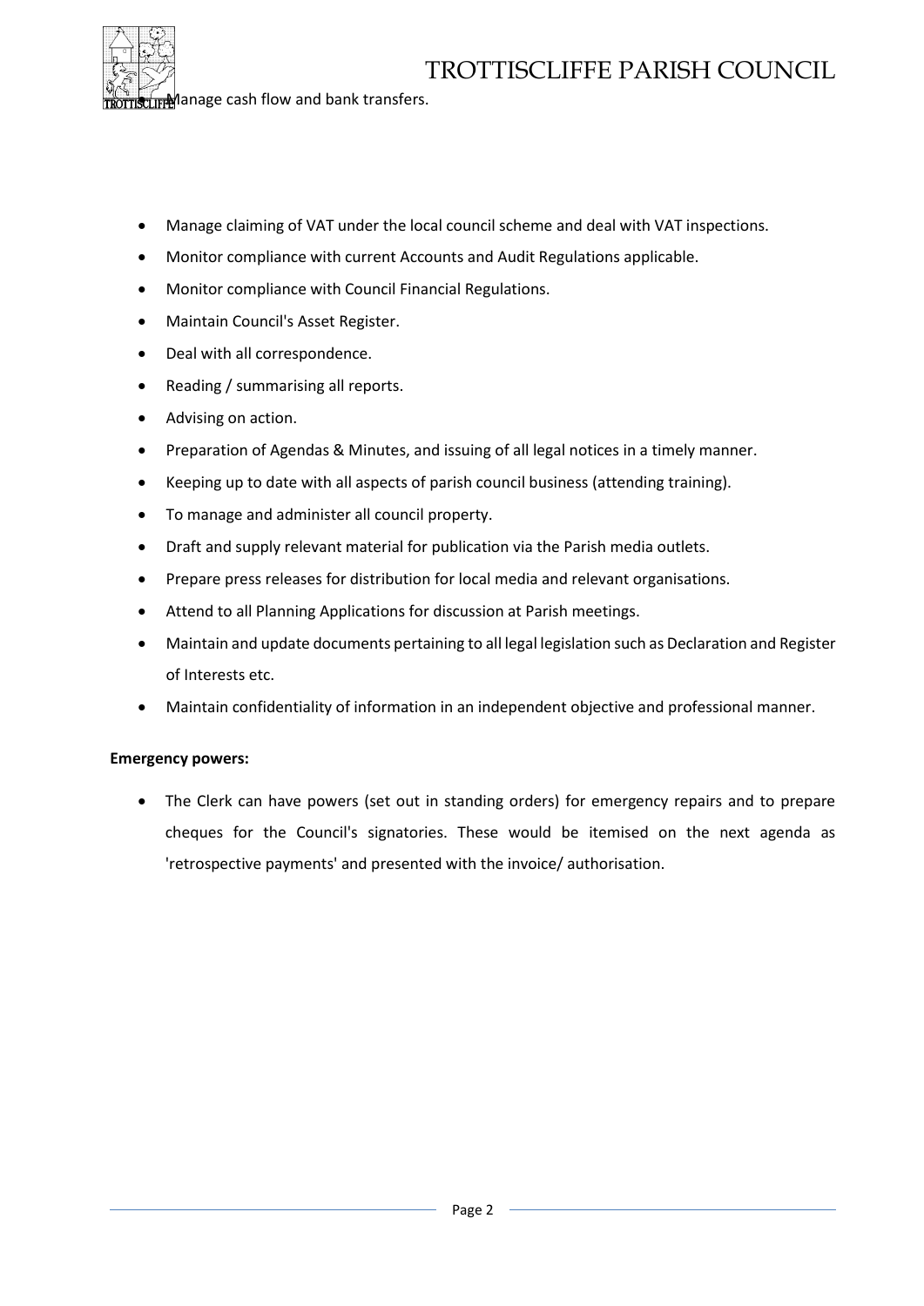- Manage cash flow and bank transfers.

- Manage claiming of VAT under the local council scheme and deal with VAT inspections.
- Monitor compliance with current Accounts and Audit Regulations applicable.
- Monitor compliance with Council Financial Regulations.
- Maintain Council's Asset Register.
- Deal with all correspondence.
- Reading / summarising all reports.
- Advising on action.
- Preparation of Agendas & Minutes, and issuing of all legal notices in a timely manner.
- Keeping up to date with all aspects of parish council business (attending training).
- To manage and administer all council property.
- Draft and supply relevant material for publication via the Parish media outlets.
- Prepare press releases for distribution for local media and relevant organisations.
- Attend to all Planning Applications for discussion at Parish meetings.
- Maintain and update documents pertaining to all legal legislation such as Declaration and Register of Interests etc.
- Maintain confidentiality of information in an independent objective and professional manner.

**Emergency powers:**

- The Clerk can have powers (set out in standing orders) for emergency repairs and to prepare cheques for the Council's signatories. These would be itemised on the next agenda as 'retrospective payments' and presented with the invoice/ authorisation.